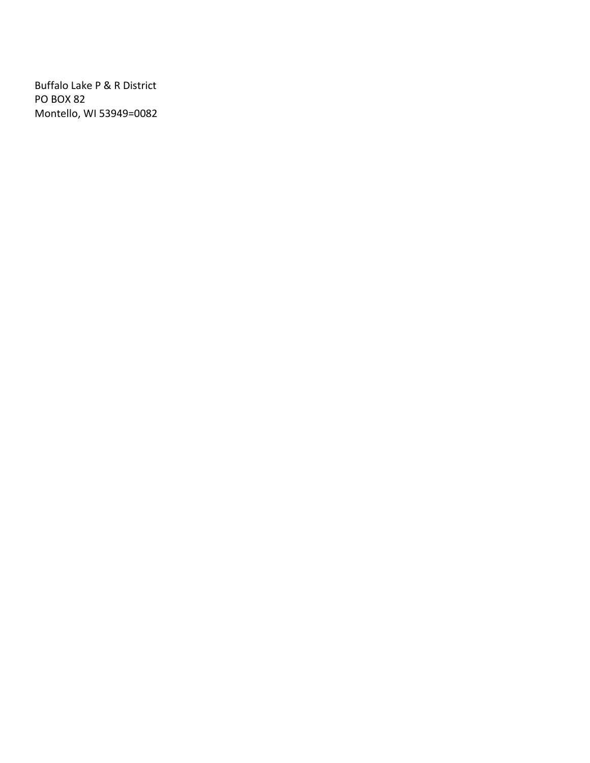Buffalo Lake P & R District
PO BOX 82
Montello, WI 53949=0082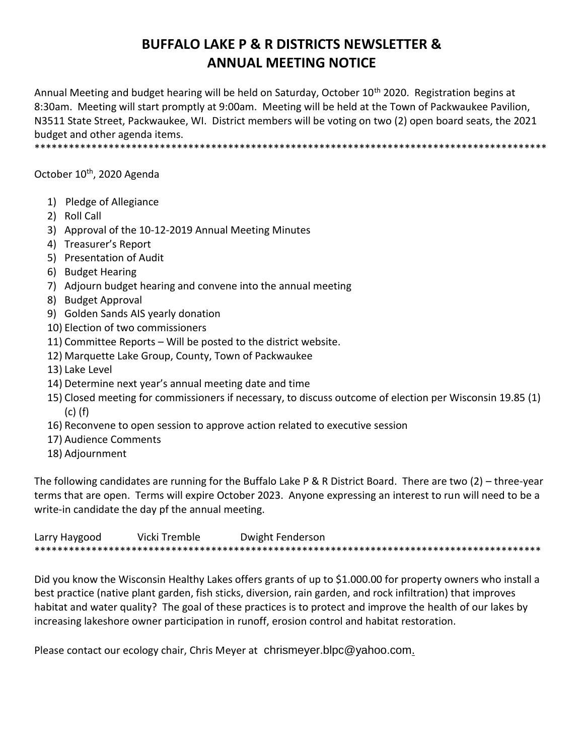# BUFFALO LAKE P & R DISTRICTS NEWSLETTER & ANNUAL MEETING NOTICE

Annual Meeting and budget hearing will be held on Saturday, October 10th 2020. Registration begins at 8:30am. Meeting will start promptly at 9:00am. Meeting will be held at the Town of Packwaukee Pavilion, N3511 State Street, Packwaukee, WI. District members will be voting on two (2) open board seats, the 2021 budget and other agenda items.

*******************************************************************************************

October 10th, 2020 Agenda

1) Pledge of Allegiance
2) Roll Call
3) Approval of the 10-12-2019 Annual Meeting Minutes
4) Treasurer's Report
5) Presentation of Audit
6) Budget Hearing
7) Adjourn budget hearing and convene into the annual meeting
8) Budget Approval
9) Golden Sands AIS yearly donation
10) Election of two commissioners
11) Committee Reports – Will be posted to the district website.
12) Marquette Lake Group, County, Town of Packwaukee
13) Lake Level
14) Determine next year's annual meeting date and time
15) Closed meeting for commissioners if necessary, to discuss outcome of election per Wisconsin 19.85 (1) (c) (f)
16) Reconvene to open session to approve action related to executive session
17) Audience Comments
18) Adjournment

The following candidates are running for the Buffalo Lake P & R District Board. There are two (2) – three-year terms that are open. Terms will expire October 2023. Anyone expressing an interest to run will need to be a write-in candidate the day pf the annual meeting.

Larry Haygood　　Vicki Tremble　　Dwight Fenderson

*******************************************************************************************

Did you know the Wisconsin Healthy Lakes offers grants of up to $1.000.00 for property owners who install a best practice (native plant garden, fish sticks, diversion, rain garden, and rock infiltration) that improves habitat and water quality? The goal of these practices is to protect and improve the health of our lakes by increasing lakeshore owner participation in runoff, erosion control and habitat restoration.

Please contact our ecology chair, Chris Meyer at chrismeyer.blpc@yahoo.com.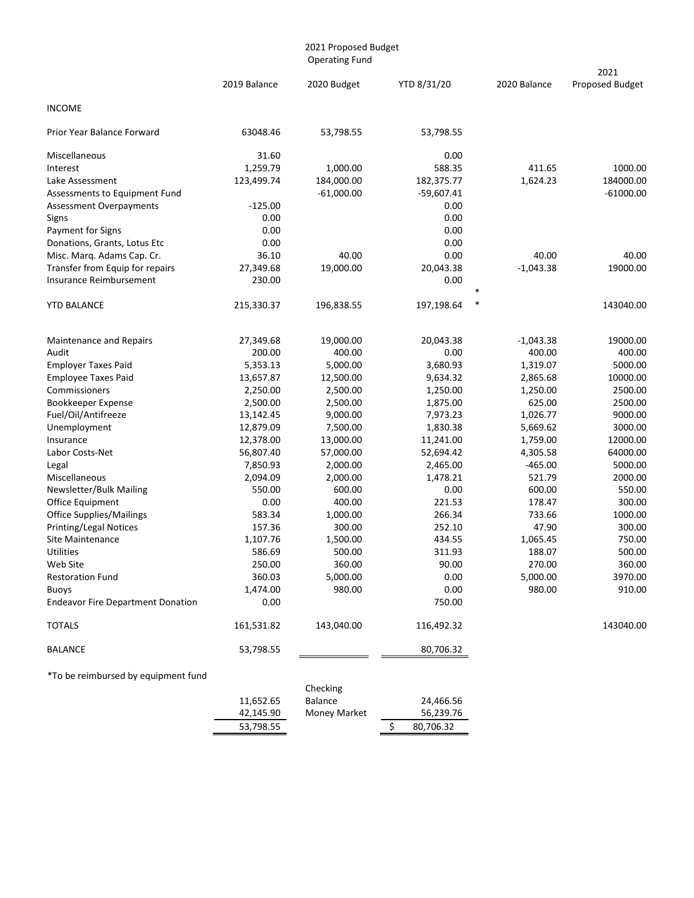# 2021 Proposed Budget
## Operating Fund

| | 2019 Balance | 2020 Budget | YTD 8/31/20 | 2020 Balance | 2021 Proposed Budget |
|---|---|---|---|---|---|
| INCOME | | | | | |
| Prior Year Balance Forward | 63048.46 | 53,798.55 | 53,798.55 | | |
| Miscellaneous | 31.60 | | 0.00 | | |
| Interest | 1,259.79 | 1,000.00 | 588.35 | 411.65 | 1000.00 |
| Lake Assessment | 123,499.74 | 184,000.00 | 182,375.77 | 1,624.23 | 184000.00 |
| Assessments to Equipment Fund | | -61,000.00 | -59,607.41 | | -61000.00 |
| Assessment Overpayments | -125.00 | | 0.00 | | |
| Signs | 0.00 | | 0.00 | | |
| Payment for Signs | 0.00 | | 0.00 | | |
| Donations, Grants, Lotus Etc | 0.00 | | 0.00 | | |
| Misc. Marq. Adams Cap. Cr. | 36.10 | 40.00 | 0.00 | 40.00 | 40.00 |
| Transfer from Equip for repairs | 27,349.68 | 19,000.00 | 20,043.38 | -1,043.38 | 19000.00 |
| Insurance Reimbursement | 230.00 | | 0.00 * | | |
| YTD BALANCE | 215,330.37 | 196,838.55 | 197,198.64 * | | 143040.00 |
| Maintenance and Repairs | 27,349.68 | 19,000.00 | 20,043.38 | -1,043.38 | 19000.00 |
| Audit | 200.00 | 400.00 | 0.00 | 400.00 | 400.00 |
| Employer Taxes Paid | 5,353.13 | 5,000.00 | 3,680.93 | 1,319.07 | 5000.00 |
| Employee Taxes Paid | 13,657.87 | 12,500.00 | 9,634.32 | 2,865.68 | 10000.00 |
| Commissioners | 2,250.00 | 2,500.00 | 1,250.00 | 1,250.00 | 2500.00 |
| Bookkeeper Expense | 2,500.00 | 2,500.00 | 1,875.00 | 625.00 | 2500.00 |
| Fuel/Oil/Antifreeze | 13,142.45 | 9,000.00 | 7,973.23 | 1,026.77 | 9000.00 |
| Unemployment | 12,879.09 | 7,500.00 | 1,830.38 | 5,669.62 | 3000.00 |
| Insurance | 12,378.00 | 13,000.00 | 11,241.00 | 1,759.00 | 12000.00 |
| Labor Costs-Net | 56,807.40 | 57,000.00 | 52,694.42 | 4,305.58 | 64000.00 |
| Legal | 7,850.93 | 2,000.00 | 2,465.00 | -465.00 | 5000.00 |
| Miscellaneous | 2,094.09 | 2,000.00 | 1,478.21 | 521.79 | 2000.00 |
| Newsletter/Bulk Mailing | 550.00 | 600.00 | 0.00 | 600.00 | 550.00 |
| Office Equipment | 0.00 | 400.00 | 221.53 | 178.47 | 300.00 |
| Office Supplies/Mailings | 583.34 | 1,000.00 | 266.34 | 733.66 | 1000.00 |
| Printing/Legal Notices | 157.36 | 300.00 | 252.10 | 47.90 | 300.00 |
| Site Maintenance | 1,107.76 | 1,500.00 | 434.55 | 1,065.45 | 750.00 |
| Utilities | 586.69 | 500.00 | 311.93 | 188.07 | 500.00 |
| Web Site | 250.00 | 360.00 | 90.00 | 270.00 | 360.00 |
| Restoration Fund | 360.03 | 5,000.00 | 0.00 | 5,000.00 | 3970.00 |
| Buoys | 1,474.00 | 980.00 | 0.00 | 980.00 | 910.00 |
| Endeavor Fire Department Donation | 0.00 | | 750.00 | | |
| TOTALS | 161,531.82 | 143,040.00 | 116,492.32 | | 143040.00 |
| BALANCE | 53,798.55 | | 80,706.32 | | |

*To be reimbursed by equipment fund

| 2019 | | 2020 |
|---|---|---|
| 11,652.65 | Checking Balance | 24,466.56 |
| 42,145.90 | Money Market | 56,239.76 |
| 53,798.55 | | $ 80,706.32 |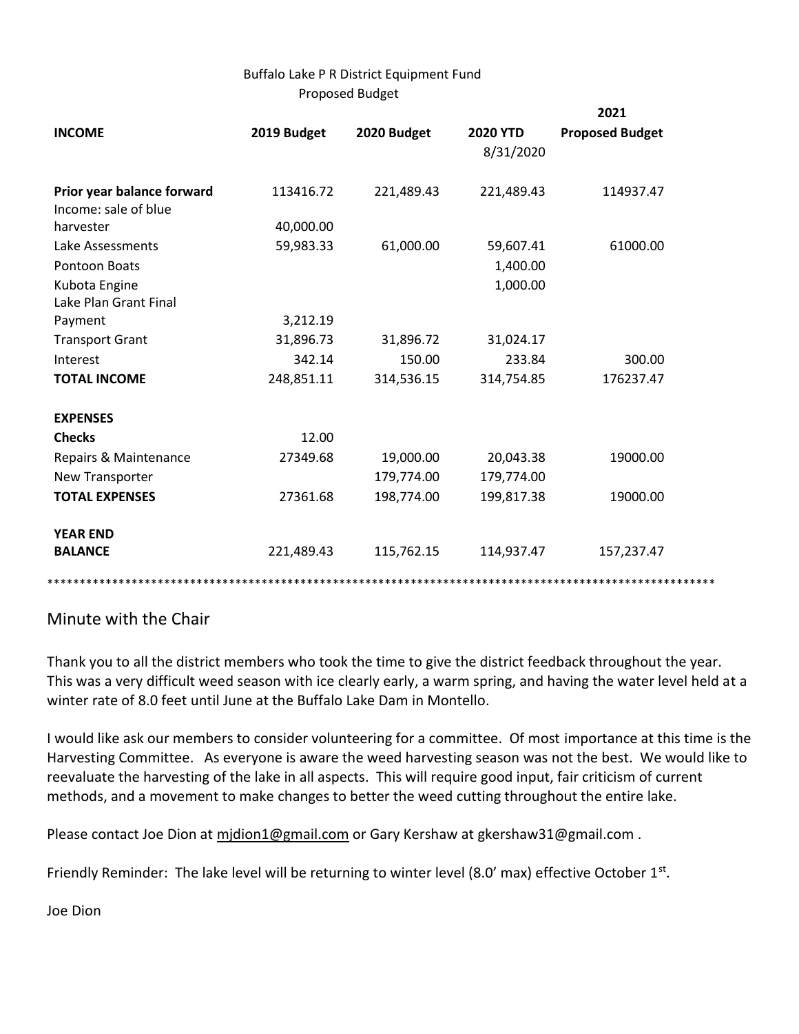Buffalo Lake P R District Equipment Fund
Proposed Budget

| INCOME | 2019 Budget | 2020 Budget | 2020 YTD 8/31/2020 | 2021 Proposed Budget |
|---|---|---|---|---|
| **Prior year balance forward** | 113416.72 | 221,489.43 | 221,489.43 | 114937.47 |
| Income: sale of blue harvester | 40,000.00 | | | |
| Lake Assessments | 59,983.33 | 61,000.00 | 59,607.41 | 61000.00 |
| Pontoon Boats | | | 1,400.00 | |
| Kubota Engine | | | 1,000.00 | |
| Lake Plan Grant Final Payment | 3,212.19 | | | |
| Transport Grant | 31,896.73 | 31,896.72 | 31,024.17 | |
| Interest | 342.14 | 150.00 | 233.84 | 300.00 |
| **TOTAL INCOME** | 248,851.11 | 314,536.15 | 314,754.85 | 176237.47 |
| **EXPENSES** | | | | |
| **Checks** | 12.00 | | | |
| Repairs & Maintenance | 27349.68 | 19,000.00 | 20,043.38 | 19000.00 |
| New Transporter | | 179,774.00 | 179,774.00 | |
| **TOTAL EXPENSES** | 27361.68 | 198,774.00 | 199,817.38 | 19000.00 |
| **YEAR END BALANCE** | 221,489.43 | 115,762.15 | 114,937.47 | 157,237.47 |

****************************************************************************************************

## Minute with the Chair

Thank you to all the district members who took the time to give the district feedback throughout the year. This was a very difficult weed season with ice clearly early, a warm spring, and having the water level held at a winter rate of 8.0 feet until June at the Buffalo Lake Dam in Montello.

I would like ask our members to consider volunteering for a committee. Of most importance at this time is the Harvesting Committee. As everyone is aware the weed harvesting season was not the best. We would like to reevaluate the harvesting of the lake in all aspects. This will require good input, fair criticism of current methods, and a movement to make changes to better the weed cutting throughout the entire lake.

Please contact Joe Dion at mjdion1@gmail.com or Gary Kershaw at gkershaw31@gmail.com .

Friendly Reminder: The lake level will be returning to winter level (8.0' max) effective October 1st.

Joe Dion